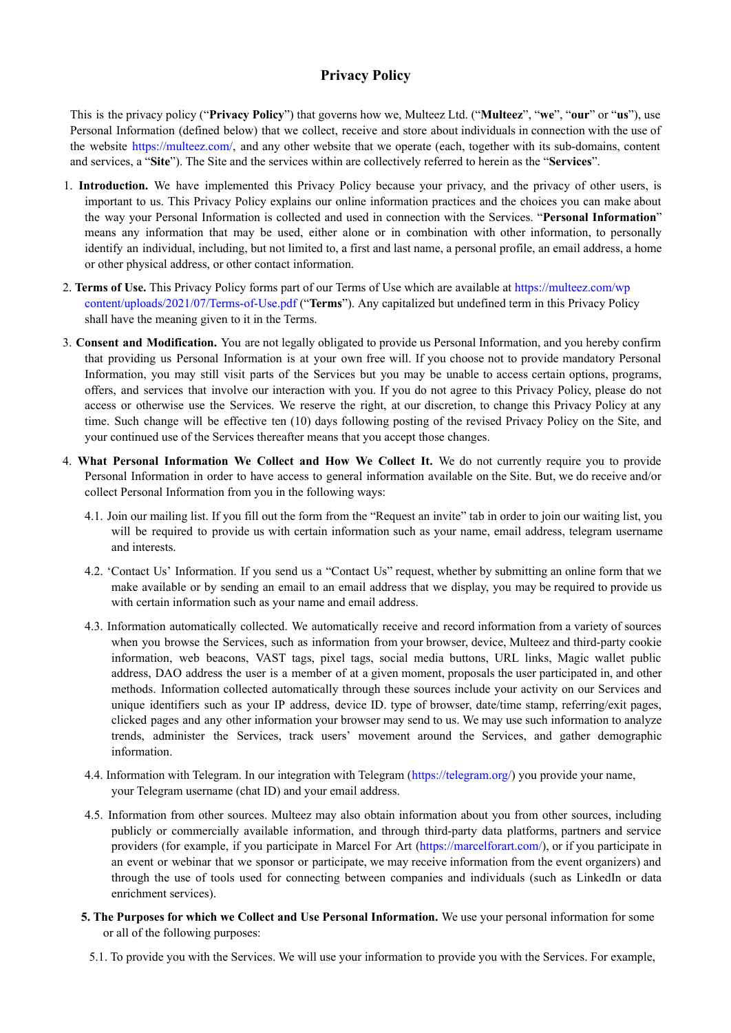# Privacy Policy

This is the privacy policy ("**Privacy Policy**") that governs how we, Multeez Ltd. ("**Multeez**", "**we**", "**our**" or "**us**"), use Personal Information (defined below) that we collect, receive and store about individuals in connection with the use of the website https://multeez.com/, and any other website that we operate (each, together with its sub-domains, content and services, a "**Site**"). The Site and the services within are collectively referred to herein as the "**Services**".

1. **Introduction.** We have implemented this Privacy Policy because your privacy, and the privacy of other users, is important to us. This Privacy Policy explains our online information practices and the choices you can make about the way your Personal Information is collected and used in connection with the Services. "**Personal Information**" means any information that may be used, either alone or in combination with other information, to personally identify an individual, including, but not limited to, a first and last name, a personal profile, an email address, a home or other physical address, or other contact information.

2. **Terms of Use.** This Privacy Policy forms part of our Terms of Use which are available at https://multeez.com/wp content/uploads/2021/07/Terms-of-Use.pdf ("**Terms**"). Any capitalized but undefined term in this Privacy Policy shall have the meaning given to it in the Terms.

3. **Consent and Modification.** You are not legally obligated to provide us Personal Information, and you hereby confirm that providing us Personal Information is at your own free will. If you choose not to provide mandatory Personal Information, you may still visit parts of the Services but you may be unable to access certain options, programs, offers, and services that involve our interaction with you. If you do not agree to this Privacy Policy, please do not access or otherwise use the Services. We reserve the right, at our discretion, to change this Privacy Policy at any time. Such change will be effective ten (10) days following posting of the revised Privacy Policy on the Site, and your continued use of the Services thereafter means that you accept those changes.

4. **What Personal Information We Collect and How We Collect It.** We do not currently require you to provide Personal Information in order to have access to general information available on the Site. But, we do receive and/or collect Personal Information from you in the following ways:

   4.1. Join our mailing list. If you fill out the form from the "Request an invite" tab in order to join our waiting list, you will be required to provide us with certain information such as your name, email address, telegram username and interests.

   4.2. 'Contact Us' Information. If you send us a "Contact Us" request, whether by submitting an online form that we make available or by sending an email to an email address that we display, you may be required to provide us with certain information such as your name and email address.

   4.3. Information automatically collected. We automatically receive and record information from a variety of sources when you browse the Services, such as information from your browser, device, Multeez and third-party cookie information, web beacons, VAST tags, pixel tags, social media buttons, URL links, Magic wallet public address, DAO address the user is a member of at a given moment, proposals the user participated in, and other methods. Information collected automatically through these sources include your activity on our Services and unique identifiers such as your IP address, device ID. type of browser, date/time stamp, referring/exit pages, clicked pages and any other information your browser may send to us. We may use such information to analyze trends, administer the Services, track users' movement around the Services, and gather demographic information.

   4.4. Information with Telegram. In our integration with Telegram (https://telegram.org/) you provide your name, your Telegram username (chat ID) and your email address.

   4.5. Information from other sources. Multeez may also obtain information about you from other sources, including publicly or commercially available information, and through third-party data platforms, partners and service providers (for example, if you participate in Marcel For Art (https://marcelforart.com/), or if you participate in an event or webinar that we sponsor or participate, we may receive information from the event organizers) and through the use of tools used for connecting between companies and individuals (such as LinkedIn or data enrichment services).

5. **The Purposes for which we Collect and Use Personal Information.** We use your personal information for some or all of the following purposes:

   5.1. To provide you with the Services. We will use your information to provide you with the Services. For example,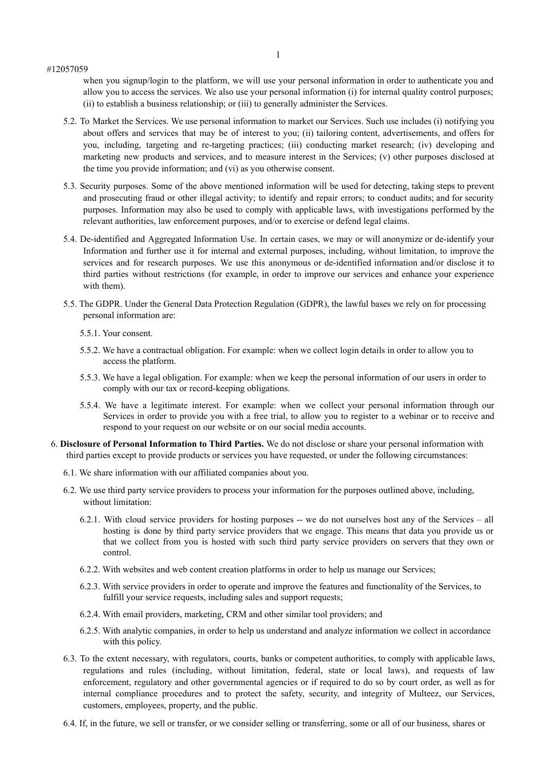when you signup/login to the platform, we will use your personal information in order to authenticate you and allow you to access the services. We also use your personal information (i) for internal quality control purposes; (ii) to establish a business relationship; or (iii) to generally administer the Services.

5.2. To Market the Services. We use personal information to market our Services. Such use includes (i) notifying you about offers and services that may be of interest to you; (ii) tailoring content, advertisements, and offers for you, including, targeting and re-targeting practices; (iii) conducting market research; (iv) developing and marketing new products and services, and to measure interest in the Services; (v) other purposes disclosed at the time you provide information; and (vi) as you otherwise consent.

5.3. Security purposes. Some of the above mentioned information will be used for detecting, taking steps to prevent and prosecuting fraud or other illegal activity; to identify and repair errors; to conduct audits; and for security purposes. Information may also be used to comply with applicable laws, with investigations performed by the relevant authorities, law enforcement purposes, and/or to exercise or defend legal claims.

5.4. De-identified and Aggregated Information Use. In certain cases, we may or will anonymize or de-identify your Information and further use it for internal and external purposes, including, without limitation, to improve the services and for research purposes. We use this anonymous or de-identified information and/or disclose it to third parties without restrictions (for example, in order to improve our services and enhance your experience with them).

5.5. The GDPR. Under the General Data Protection Regulation (GDPR), the lawful bases we rely on for processing personal information are:

5.5.1. Your consent.

5.5.2. We have a contractual obligation. For example: when we collect login details in order to allow you to access the platform.

5.5.3. We have a legal obligation. For example: when we keep the personal information of our users in order to comply with our tax or record-keeping obligations.

5.5.4. We have a legitimate interest. For example: when we collect your personal information through our Services in order to provide you with a free trial, to allow you to register to a webinar or to receive and respond to your request on our website or on our social media accounts.

6. **Disclosure of Personal Information to Third Parties.** We do not disclose or share your personal information with third parties except to provide products or services you have requested, or under the following circumstances:

6.1. We share information with our affiliated companies about you.

6.2. We use third party service providers to process your information for the purposes outlined above, including, without limitation:

6.2.1. With cloud service providers for hosting purposes -- we do not ourselves host any of the Services – all hosting is done by third party service providers that we engage. This means that data you provide us or that we collect from you is hosted with such third party service providers on servers that they own or control.

6.2.2. With websites and web content creation platforms in order to help us manage our Services;

6.2.3. With service providers in order to operate and improve the features and functionality of the Services, to fulfill your service requests, including sales and support requests;

6.2.4. With email providers, marketing, CRM and other similar tool providers; and

6.2.5. With analytic companies, in order to help us understand and analyze information we collect in accordance with this policy.

6.3. To the extent necessary, with regulators, courts, banks or competent authorities, to comply with applicable laws, regulations and rules (including, without limitation, federal, state or local laws), and requests of law enforcement, regulatory and other governmental agencies or if required to do so by court order, as well as for internal compliance procedures and to protect the safety, security, and integrity of Multeez, our Services, customers, employees, property, and the public.

6.4. If, in the future, we sell or transfer, or we consider selling or transferring, some or all of our business, shares or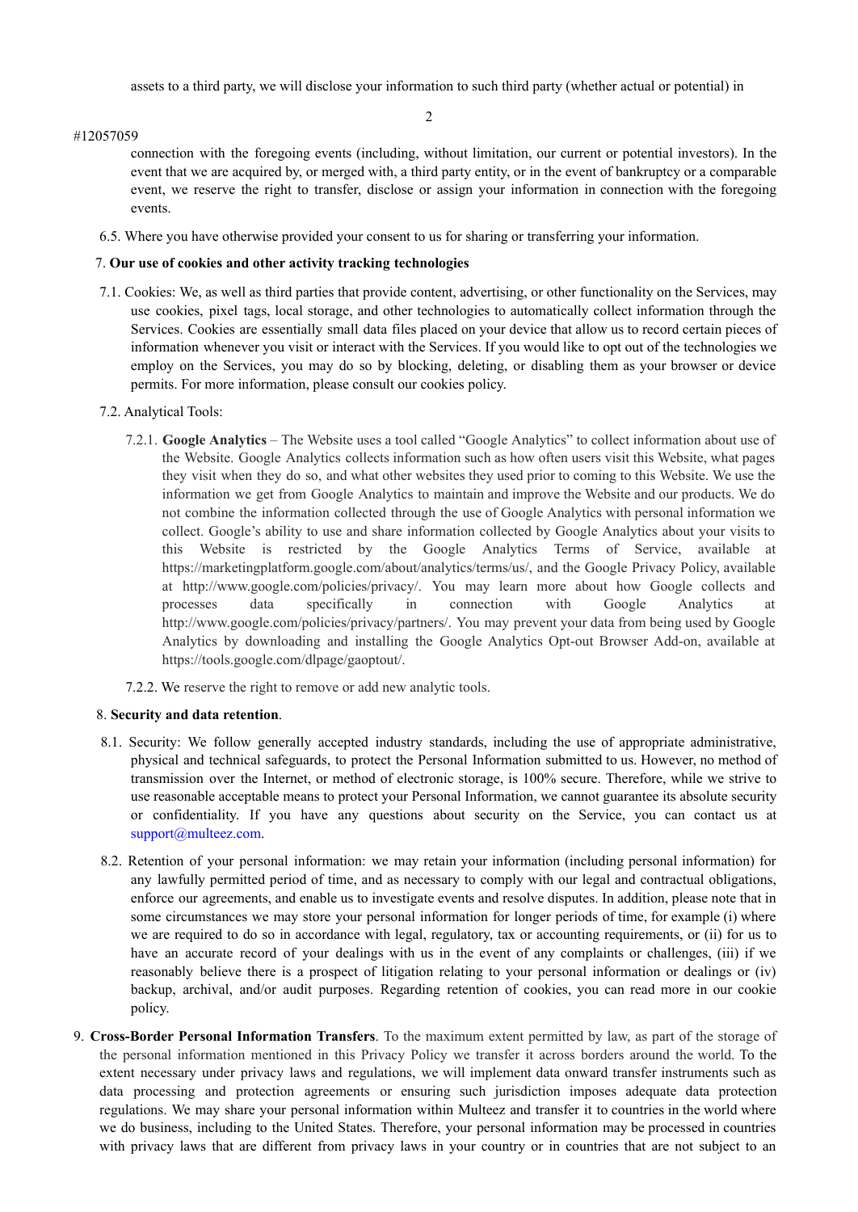assets to a third party, we will disclose your information to such third party (whether actual or potential) in connection with the foregoing events (including, without limitation, our current or potential investors). In the event that we are acquired by, or merged with, a third party entity, or in the event of bankruptcy or a comparable event, we reserve the right to transfer, disclose or assign your information in connection with the foregoing events.

6.5. Where you have otherwise provided your consent to us for sharing or transferring your information.

7. **Our use of cookies and other activity tracking technologies**

7.1. Cookies: We, as well as third parties that provide content, advertising, or other functionality on the Services, may use cookies, pixel tags, local storage, and other technologies to automatically collect information through the Services. Cookies are essentially small data files placed on your device that allow us to record certain pieces of information whenever you visit or interact with the Services. If you would like to opt out of the technologies we employ on the Services, you may do so by blocking, deleting, or disabling them as your browser or device permits. For more information, please consult our cookies policy.

7.2. Analytical Tools:

7.2.1. **Google Analytics** – The Website uses a tool called "Google Analytics" to collect information about use of the Website. Google Analytics collects information such as how often users visit this Website, what pages they visit when they do so, and what other websites they used prior to coming to this Website. We use the information we get from Google Analytics to maintain and improve the Website and our products. We do not combine the information collected through the use of Google Analytics with personal information we collect. Google's ability to use and share information collected by Google Analytics about your visits to this Website is restricted by the Google Analytics Terms of Service, available at https://marketingplatform.google.com/about/analytics/terms/us/, and the Google Privacy Policy, available at http://www.google.com/policies/privacy/. You may learn more about how Google collects and processes data specifically in connection with Google Analytics at http://www.google.com/policies/privacy/partners/. You may prevent your data from being used by Google Analytics by downloading and installing the Google Analytics Opt-out Browser Add-on, available at https://tools.google.com/dlpage/gaoptout/.

7.2.2. We reserve the right to remove or add new analytic tools.

8. **Security and data retention**.

8.1. Security: We follow generally accepted industry standards, including the use of appropriate administrative, physical and technical safeguards, to protect the Personal Information submitted to us. However, no method of transmission over the Internet, or method of electronic storage, is 100% secure. Therefore, while we strive to use reasonable acceptable means to protect your Personal Information, we cannot guarantee its absolute security or confidentiality. If you have any questions about security on the Service, you can contact us at support@multeez.com.

8.2. Retention of your personal information: we may retain your information (including personal information) for any lawfully permitted period of time, and as necessary to comply with our legal and contractual obligations, enforce our agreements, and enable us to investigate events and resolve disputes. In addition, please note that in some circumstances we may store your personal information for longer periods of time, for example (i) where we are required to do so in accordance with legal, regulatory, tax or accounting requirements, or (ii) for us to have an accurate record of your dealings with us in the event of any complaints or challenges, (iii) if we reasonably believe there is a prospect of litigation relating to your personal information or dealings or (iv) backup, archival, and/or audit purposes. Regarding retention of cookies, you can read more in our cookie policy.

9. **Cross-Border Personal Information Transfers**. To the maximum extent permitted by law, as part of the storage of the personal information mentioned in this Privacy Policy we transfer it across borders around the world. To the extent necessary under privacy laws and regulations, we will implement data onward transfer instruments such as data processing and protection agreements or ensuring such jurisdiction imposes adequate data protection regulations. We may share your personal information within Multeez and transfer it to countries in the world where we do business, including to the United States. Therefore, your personal information may be processed in countries with privacy laws that are different from privacy laws in your country or in countries that are not subject to an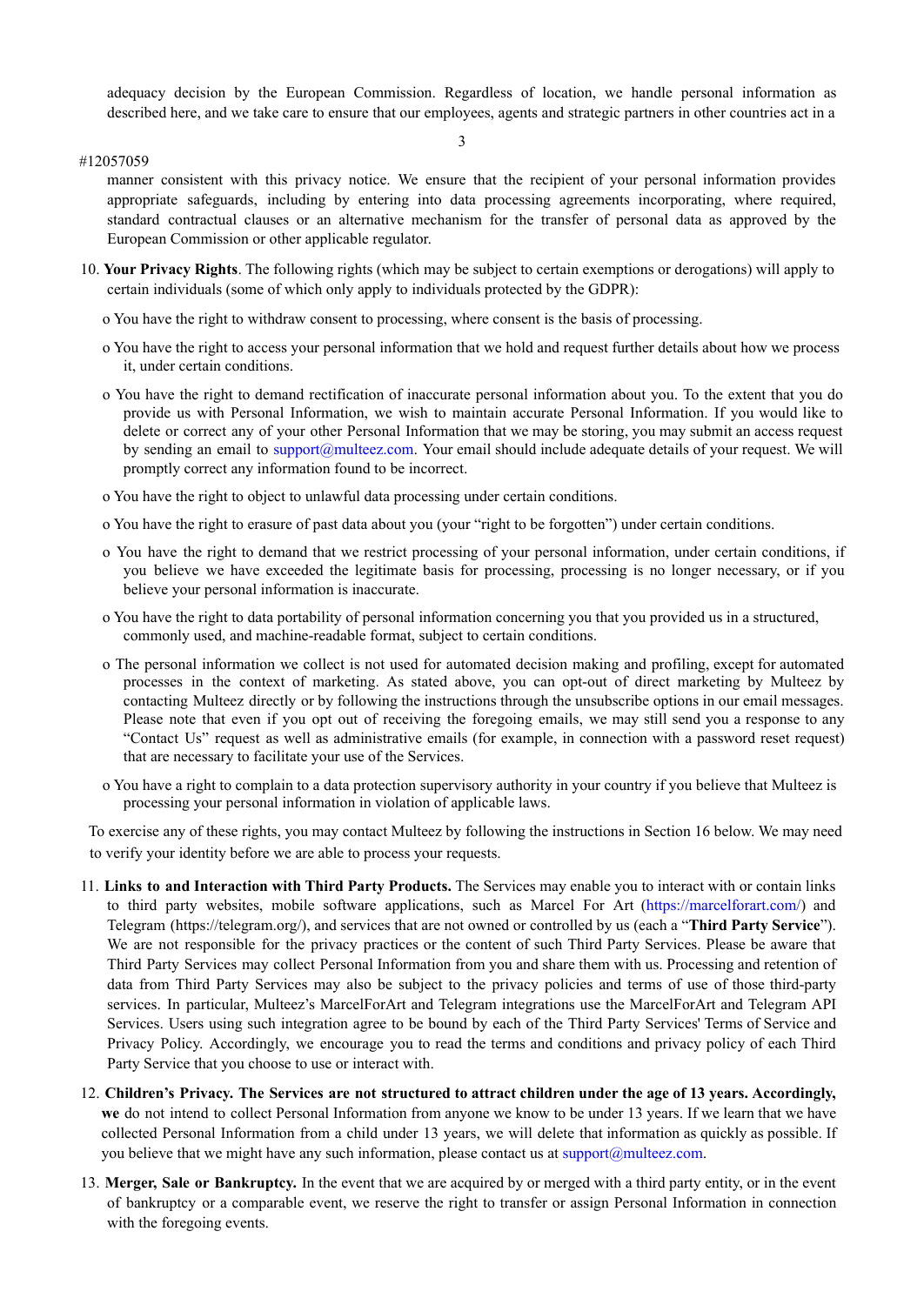adequacy decision by the European Commission. Regardless of location, we handle personal information as described here, and we take care to ensure that our employees, agents and strategic partners in other countries act in a manner consistent with this privacy notice. We ensure that the recipient of your personal information provides appropriate safeguards, including by entering into data processing agreements incorporating, where required, standard contractual clauses or an alternative mechanism for the transfer of personal data as approved by the European Commission or other applicable regulator.

10. **Your Privacy Rights**. The following rights (which may be subject to certain exemptions or derogations) will apply to certain individuals (some of which only apply to individuals protected by the GDPR):

   o You have the right to withdraw consent to processing, where consent is the basis of processing.

   o You have the right to access your personal information that we hold and request further details about how we process it, under certain conditions.

   o You have the right to demand rectification of inaccurate personal information about you. To the extent that you do provide us with Personal Information, we wish to maintain accurate Personal Information. If you would like to delete or correct any of your other Personal Information that we may be storing, you may submit an access request by sending an email to support@multeez.com. Your email should include adequate details of your request. We will promptly correct any information found to be incorrect.

   o You have the right to object to unlawful data processing under certain conditions.

   o You have the right to erasure of past data about you (your "right to be forgotten") under certain conditions.

   o You have the right to demand that we restrict processing of your personal information, under certain conditions, if you believe we have exceeded the legitimate basis for processing, processing is no longer necessary, or if you believe your personal information is inaccurate.

   o You have the right to data portability of personal information concerning you that you provided us in a structured, commonly used, and machine-readable format, subject to certain conditions.

   o The personal information we collect is not used for automated decision making and profiling, except for automated processes in the context of marketing. As stated above, you can opt-out of direct marketing by Multeez by contacting Multeez directly or by following the instructions through the unsubscribe options in our email messages. Please note that even if you opt out of receiving the foregoing emails, we may still send you a response to any "Contact Us" request as well as administrative emails (for example, in connection with a password reset request) that are necessary to facilitate your use of the Services.

   o You have a right to complain to a data protection supervisory authority in your country if you believe that Multeez is processing your personal information in violation of applicable laws.

   To exercise any of these rights, you may contact Multeez by following the instructions in Section 16 below. We may need to verify your identity before we are able to process your requests.

11. **Links to and Interaction with Third Party Products.** The Services may enable you to interact with or contain links to third party websites, mobile software applications, such as Marcel For Art (https://marcelforart.com/) and Telegram (https://telegram.org/), and services that are not owned or controlled by us (each a "**Third Party Service**"). We are not responsible for the privacy practices or the content of such Third Party Services. Please be aware that Third Party Services may collect Personal Information from you and share them with us. Processing and retention of data from Third Party Services may also be subject to the privacy policies and terms of use of those third-party services. In particular, Multeez's MarcelForArt and Telegram integrations use the MarcelForArt and Telegram API Services. Users using such integration agree to be bound by each of the Third Party Services' Terms of Service and Privacy Policy. Accordingly, we encourage you to read the terms and conditions and privacy policy of each Third Party Service that you choose to use or interact with.

12. **Children's Privacy. The Services are not structured to attract children under the age of 13 years. Accordingly, we** do not intend to collect Personal Information from anyone we know to be under 13 years. If we learn that we have collected Personal Information from a child under 13 years, we will delete that information as quickly as possible. If you believe that we might have any such information, please contact us at support@multeez.com.

13. **Merger, Sale or Bankruptcy.** In the event that we are acquired by or merged with a third party entity, or in the event of bankruptcy or a comparable event, we reserve the right to transfer or assign Personal Information in connection with the foregoing events.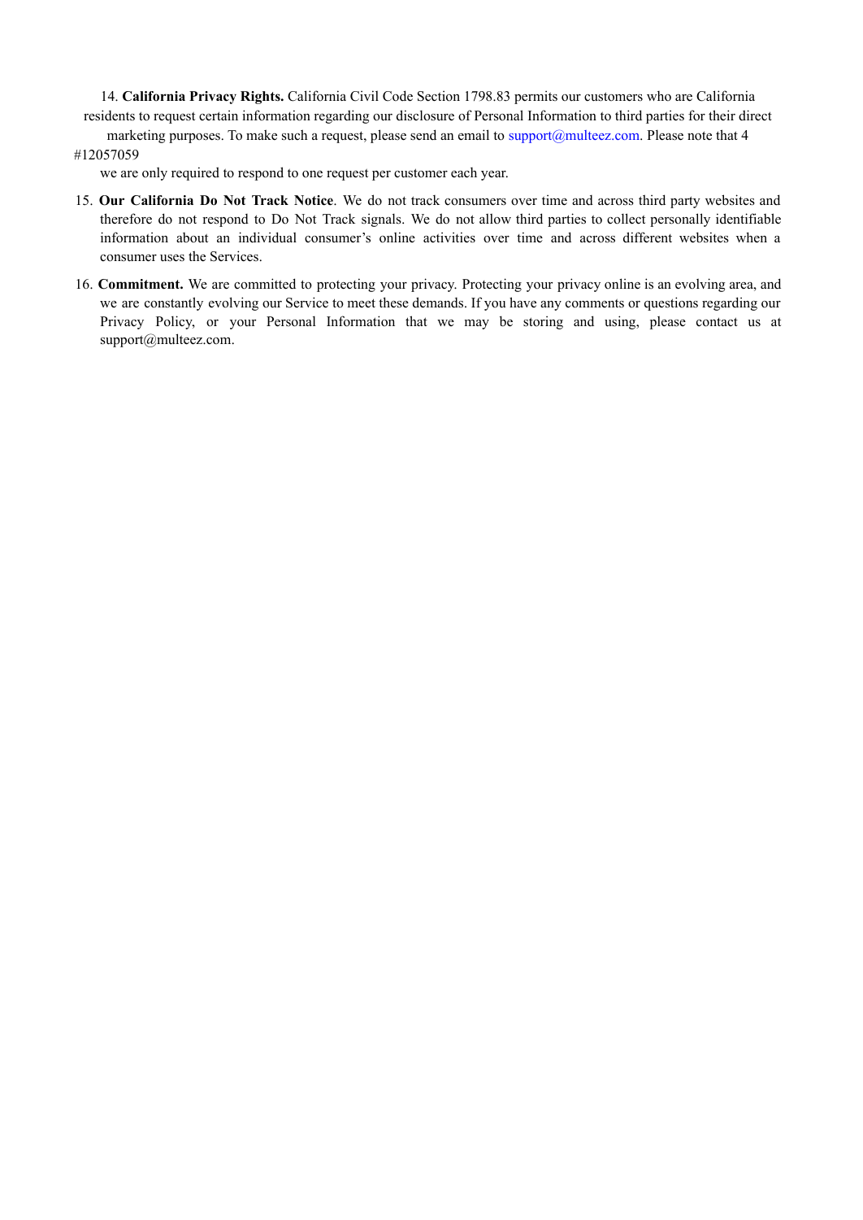14. **California Privacy Rights.** California Civil Code Section 1798.83 permits our customers who are California residents to request certain information regarding our disclosure of Personal Information to third parties for their direct marketing purposes. To make such a request, please send an email to support@multeez.com. Please note that we are only required to respond to one request per customer each year.

15. **Our California Do Not Track Notice**. We do not track consumers over time and across third party websites and therefore do not respond to Do Not Track signals. We do not allow third parties to collect personally identifiable information about an individual consumer's online activities over time and across different websites when a consumer uses the Services.

16. **Commitment.** We are committed to protecting your privacy. Protecting your privacy online is an evolving area, and we are constantly evolving our Service to meet these demands. If you have any comments or questions regarding our Privacy Policy, or your Personal Information that we may be storing and using, please contact us at support@multeez.com.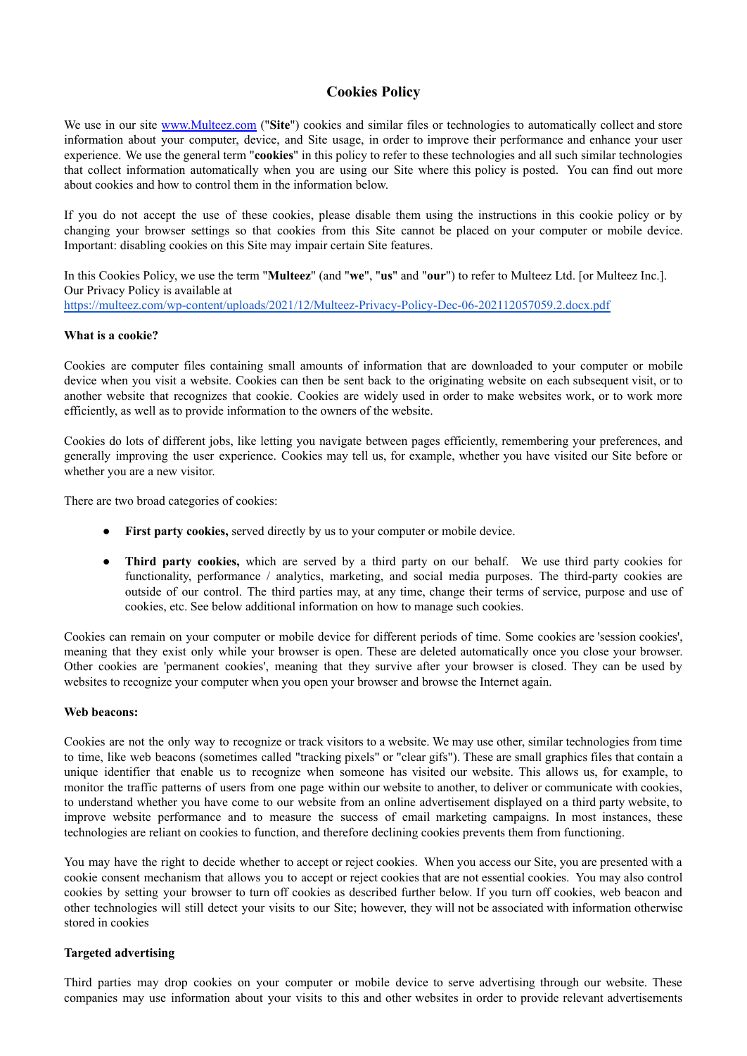# Cookies Policy

We use in our site [www.Multeez.com](http://www.Multeez.com) ("**Site**") cookies and similar files or technologies to automatically collect and store information about your computer, device, and Site usage, in order to improve their performance and enhance your user experience. We use the general term "**cookies**" in this policy to refer to these technologies and all such similar technologies that collect information automatically when you are using our Site where this policy is posted. You can find out more about cookies and how to control them in the information below.

If you do not accept the use of these cookies, please disable them using the instructions in this cookie policy or by changing your browser settings so that cookies from this Site cannot be placed on your computer or mobile device. Important: disabling cookies on this Site may impair certain Site features.

In this Cookies Policy, we use the term "**Multeez**" (and "**we**", "**us**" and "**our**") to refer to Multeez Ltd. [or Multeez Inc.]. Our Privacy Policy is available at
[https://multeez.com/wp-content/uploads/2021/12/Multeez-Privacy-Policy-Dec-06-202112057059.2.docx.pdf](https://multeez.com/wp-content/uploads/2021/12/Multeez-Privacy-Policy-Dec-06-202112057059.2.docx.pdf)

**What is a cookie?**

Cookies are computer files containing small amounts of information that are downloaded to your computer or mobile device when you visit a website. Cookies can then be sent back to the originating website on each subsequent visit, or to another website that recognizes that cookie. Cookies are widely used in order to make websites work, or to work more efficiently, as well as to provide information to the owners of the website.

Cookies do lots of different jobs, like letting you navigate between pages efficiently, remembering your preferences, and generally improving the user experience. Cookies may tell us, for example, whether you have visited our Site before or whether you are a new visitor.

There are two broad categories of cookies:

- **First party cookies,** served directly by us to your computer or mobile device.
- **Third party cookies,** which are served by a third party on our behalf. We use third party cookies for functionality, performance / analytics, marketing, and social media purposes. The third-party cookies are outside of our control. The third parties may, at any time, change their terms of service, purpose and use of cookies, etc. See below additional information on how to manage such cookies.

Cookies can remain on your computer or mobile device for different periods of time. Some cookies are 'session cookies', meaning that they exist only while your browser is open. These are deleted automatically once you close your browser. Other cookies are 'permanent cookies', meaning that they survive after your browser is closed. They can be used by websites to recognize your computer when you open your browser and browse the Internet again.

**Web beacons:**

Cookies are not the only way to recognize or track visitors to a website. We may use other, similar technologies from time to time, like web beacons (sometimes called "tracking pixels" or "clear gifs"). These are small graphics files that contain a unique identifier that enable us to recognize when someone has visited our website. This allows us, for example, to monitor the traffic patterns of users from one page within our website to another, to deliver or communicate with cookies, to understand whether you have come to our website from an online advertisement displayed on a third party website, to improve website performance and to measure the success of email marketing campaigns. In most instances, these technologies are reliant on cookies to function, and therefore declining cookies prevents them from functioning.

You may have the right to decide whether to accept or reject cookies. When you access our Site, you are presented with a cookie consent mechanism that allows you to accept or reject cookies that are not essential cookies. You may also control cookies by setting your browser to turn off cookies as described further below. If you turn off cookies, web beacon and other technologies will still detect your visits to our Site; however, they will not be associated with information otherwise stored in cookies

**Targeted advertising**

Third parties may drop cookies on your computer or mobile device to serve advertising through our website. These companies may use information about your visits to this and other websites in order to provide relevant advertisements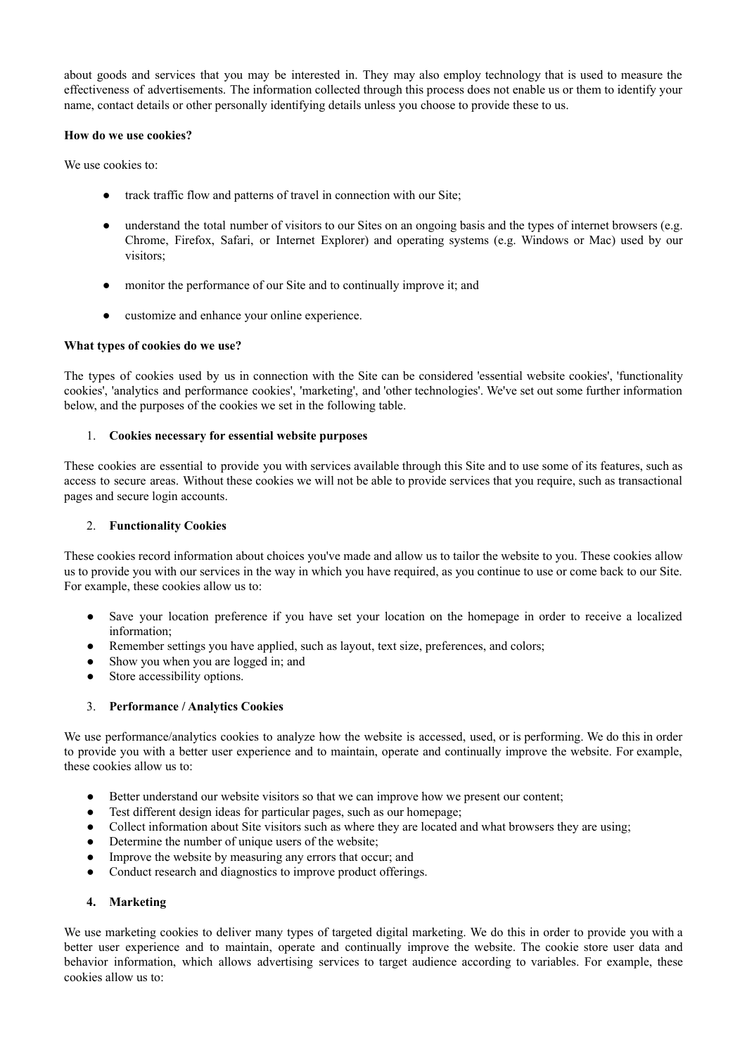about goods and services that you may be interested in. They may also employ technology that is used to measure the effectiveness of advertisements. The information collected through this process does not enable us or them to identify your name, contact details or other personally identifying details unless you choose to provide these to us.

**How do we use cookies?**

We use cookies to:

- track traffic flow and patterns of travel in connection with our Site;
- understand the total number of visitors to our Sites on an ongoing basis and the types of internet browsers (e.g. Chrome, Firefox, Safari, or Internet Explorer) and operating systems (e.g. Windows or Mac) used by our visitors;
- monitor the performance of our Site and to continually improve it; and
- customize and enhance your online experience.

**What types of cookies do we use?**

The types of cookies used by us in connection with the Site can be considered 'essential website cookies', 'functionality cookies', 'analytics and performance cookies', 'marketing', and 'other technologies'. We've set out some further information below, and the purposes of the cookies we set in the following table.

1. **Cookies necessary for essential website purposes**

These cookies are essential to provide you with services available through this Site and to use some of its features, such as access to secure areas. Without these cookies we will not be able to provide services that you require, such as transactional pages and secure login accounts.

2. **Functionality Cookies**

These cookies record information about choices you've made and allow us to tailor the website to you. These cookies allow us to provide you with our services in the way in which you have required, as you continue to use or come back to our Site. For example, these cookies allow us to:

- Save your location preference if you have set your location on the homepage in order to receive a localized information;
- Remember settings you have applied, such as layout, text size, preferences, and colors;
- Show you when you are logged in; and
- Store accessibility options.

3. **Performance / Analytics Cookies**

We use performance/analytics cookies to analyze how the website is accessed, used, or is performing. We do this in order to provide you with a better user experience and to maintain, operate and continually improve the website. For example, these cookies allow us to:

- Better understand our website visitors so that we can improve how we present our content;
- Test different design ideas for particular pages, such as our homepage;
- Collect information about Site visitors such as where they are located and what browsers they are using;
- Determine the number of unique users of the website;
- Improve the website by measuring any errors that occur; and
- Conduct research and diagnostics to improve product offerings.

4. **Marketing**

We use marketing cookies to deliver many types of targeted digital marketing. We do this in order to provide you with a better user experience and to maintain, operate and continually improve the website. The cookie store user data and behavior information, which allows advertising services to target audience according to variables. For example, these cookies allow us to: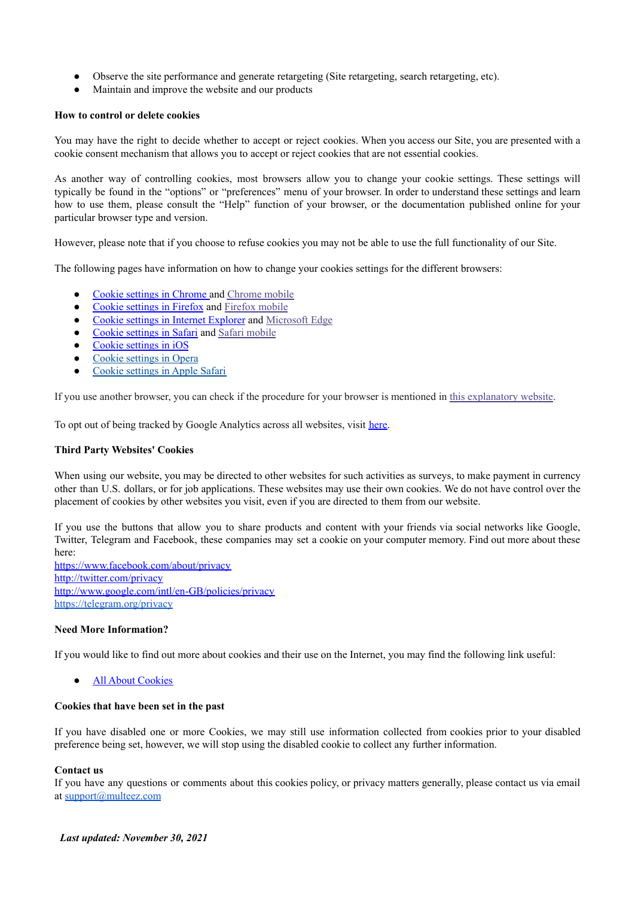- Observe the site performance and generate retargeting (Site retargeting, search retargeting, etc).
- Maintain and improve the website and our products

**How to control or delete cookies**

You may have the right to decide whether to accept or reject cookies. When you access our Site, you are presented with a cookie consent mechanism that allows you to accept or reject cookies that are not essential cookies.

As another way of controlling cookies, most browsers allow you to change your cookie settings. These settings will typically be found in the "options" or "preferences" menu of your browser. In order to understand these settings and learn how to use them, please consult the "Help" function of your browser, or the documentation published online for your particular browser type and version.

However, please note that if you choose to refuse cookies you may not be able to use the full functionality of our Site.

The following pages have information on how to change your cookies settings for the different browsers:

- Cookie settings in Chrome and Chrome mobile
- Cookie settings in Firefox and Firefox mobile
- Cookie settings in Internet Explorer and Microsoft Edge
- Cookie settings in Safari and Safari mobile
- Cookie settings in iOS
- Cookie settings in Opera
- Cookie settings in Apple Safari

If you use another browser, you can check if the procedure for your browser is mentioned in this explanatory website.

To opt out of being tracked by Google Analytics across all websites, visit here.

**Third Party Websites' Cookies**

When using our website, you may be directed to other websites for such activities as surveys, to make payment in currency other than U.S. dollars, or for job applications. These websites may use their own cookies. We do not have control over the placement of cookies by other websites you visit, even if you are directed to them from our website.

If you use the buttons that allow you to share products and content with your friends via social networks like Google, Twitter, Telegram and Facebook, these companies may set a cookie on your computer memory. Find out more about these here:
https://www.facebook.com/about/privacy
http://twitter.com/privacy
http://www.google.com/intl/en-GB/policies/privacy
https://telegram.org/privacy

**Need More Information?**

If you would like to find out more about cookies and their use on the Internet, you may find the following link useful:

- All About Cookies

**Cookies that have been set in the past**

If you have disabled one or more Cookies, we may still use information collected from cookies prior to your disabled preference being set, however, we will stop using the disabled cookie to collect any further information.

**Contact us**
If you have any questions or comments about this cookies policy, or privacy matters generally, please contact us via email at support@multeez.com

***Last updated: November 30, 2021***